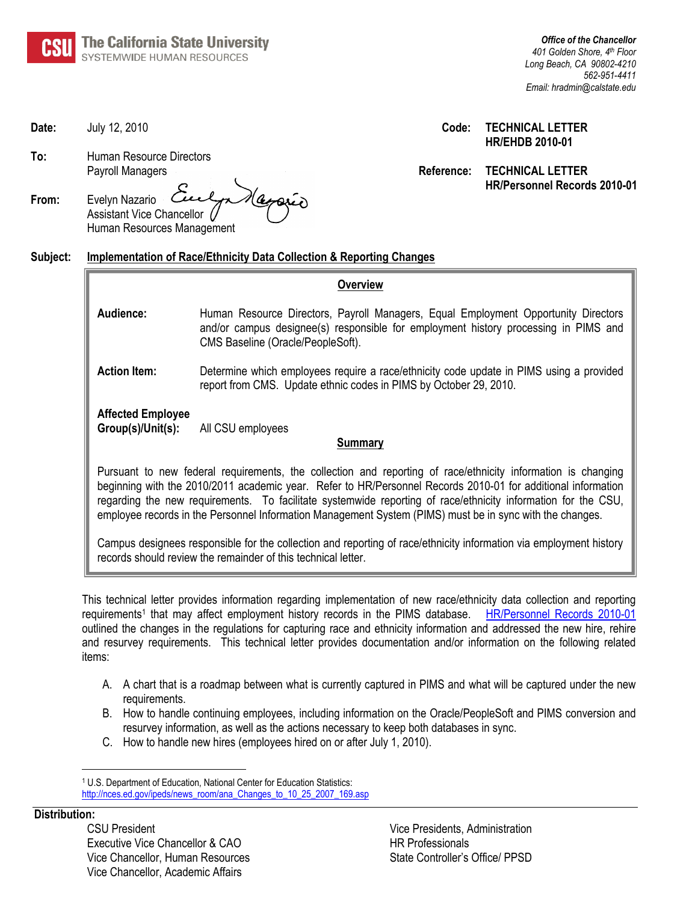**CSU The California State University**
SYSTEMWIDE HUMAN RESOURCES

*Office of the Chancellor*
*401 Golden Shore, 4th Floor*
*Long Beach, CA 90802-4210*
*562-951-4411*
*Email: hradmin@calstate.edu*

**Date:** July 12, 2010

**Code:** **TECHNICAL LETTER HR/EHDB 2010-01**

**To:** Human Resource Directors
Payroll Managers

**Reference:** **TECHNICAL LETTER HR/Personnel Records 2010-01**

**From:** Evelyn Nazario
Assistant Vice Chancellor
Human Resources Management

**Subject:** **Implementation of Race/Ethnicity Data Collection & Reporting Changes**

## Overview

**Audience:** Human Resource Directors, Payroll Managers, Equal Employment Opportunity Directors and/or campus designee(s) responsible for employment history processing in PIMS and CMS Baseline (Oracle/PeopleSoft).

**Action Item:** Determine which employees require a race/ethnicity code update in PIMS using a provided report from CMS. Update ethnic codes in PIMS by October 29, 2010.

**Affected Employee Group(s)/Unit(s):** All CSU employees

## Summary

Pursuant to new federal requirements, the collection and reporting of race/ethnicity information is changing beginning with the 2010/2011 academic year. Refer to HR/Personnel Records 2010-01 for additional information regarding the new requirements. To facilitate systemwide reporting of race/ethnicity information for the CSU, employee records in the Personnel Information Management System (PIMS) must be in sync with the changes.

Campus designees responsible for the collection and reporting of race/ethnicity information via employment history records should review the remainder of this technical letter.

This technical letter provides information regarding implementation of new race/ethnicity data collection and reporting requirements[1] that may affect employment history records in the PIMS database. HR/Personnel Records 2010-01 outlined the changes in the regulations for capturing race and ethnicity information and addressed the new hire, rehire and resurvey requirements. This technical letter provides documentation and/or information on the following related items:

A. A chart that is a roadmap between what is currently captured in PIMS and what will be captured under the new requirements.
B. How to handle continuing employees, including information on the Oracle/PeopleSoft and PIMS conversion and resurvey information, as well as the actions necessary to keep both databases in sync.
C. How to handle new hires (employees hired on or after July 1, 2010).

[1] U.S. Department of Education, National Center for Education Statistics: http://nces.ed.gov/ipeds/news_room/ana_Changes_to_10_25_2007_169.asp

**Distribution:**

CSU President
Executive Vice Chancellor & CAO
Vice Chancellor, Human Resources
Vice Chancellor, Academic Affairs
Vice Presidents, Administration
HR Professionals
State Controller's Office/ PPSD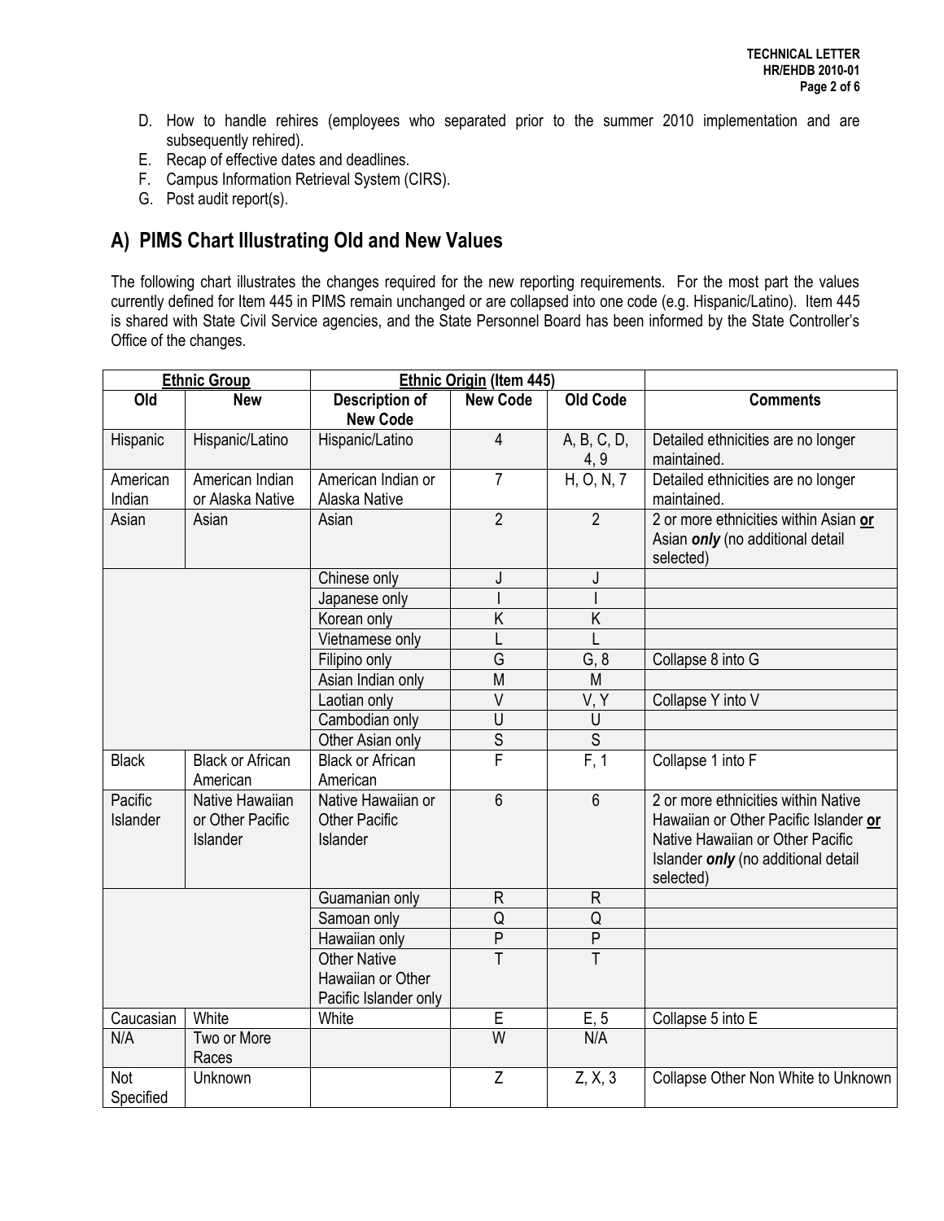D. How to handle rehires (employees who separated prior to the summer 2010 implementation and are subsequently rehired).
E. Recap of effective dates and deadlines.
F. Campus Information Retrieval System (CIRS).
G. Post audit report(s).

## A) PIMS Chart Illustrating Old and New Values

The following chart illustrates the changes required for the new reporting requirements. For the most part the values currently defined for Item 445 in PIMS remain unchanged or are collapsed into one code (e.g. Hispanic/Latino). Item 445 is shared with State Civil Service agencies, and the State Personnel Board has been informed by the State Controller's Office of the changes.

| Ethnic Group | | Ethnic Origin (Item 445) | | | |
|---|---|---|---|---|---|
| **Old** | **New** | **Description of New Code** | **New Code** | **Old Code** | **Comments** |
| Hispanic | Hispanic/Latino | Hispanic/Latino | 4 | A, B, C, D, 4, 9 | Detailed ethnicities are no longer maintained. |
| American Indian | American Indian or Alaska Native | American Indian or Alaska Native | 7 | H, O, N, 7 | Detailed ethnicities are no longer maintained. |
| Asian | Asian | Asian | 2 | 2 | 2 or more ethnicities within Asian **or** Asian ***only*** (no additional detail selected) |
| | | Chinese only | J | J | |
| | | Japanese only | I | I | |
| | | Korean only | K | K | |
| | | Vietnamese only | L | L | |
| | | Filipino only | G | G, 8 | Collapse 8 into G |
| | | Asian Indian only | M | M | |
| | | Laotian only | V | V, Y | Collapse Y into V |
| | | Cambodian only | U | U | |
| | | Other Asian only | S | S | |
| Black | Black or African American | Black or African American | F | F, 1 | Collapse 1 into F |
| Pacific Islander | Native Hawaiian or Other Pacific Islander | Native Hawaiian or Other Pacific Islander | 6 | 6 | 2 or more ethnicities within Native Hawaiian or Other Pacific Islander **or** Native Hawaiian or Other Pacific Islander ***only*** (no additional detail selected) |
| | | Guamanian only | R | R | |
| | | Samoan only | Q | Q | |
| | | Hawaiian only | P | P | |
| | | Other Native Hawaiian or Other Pacific Islander only | T | T | |
| Caucasian | White | White | E | E, 5 | Collapse 5 into E |
| N/A | Two or More Races | | W | N/A | |
| Not Specified | Unknown | | Z | Z, X, 3 | Collapse Other Non White to Unknown |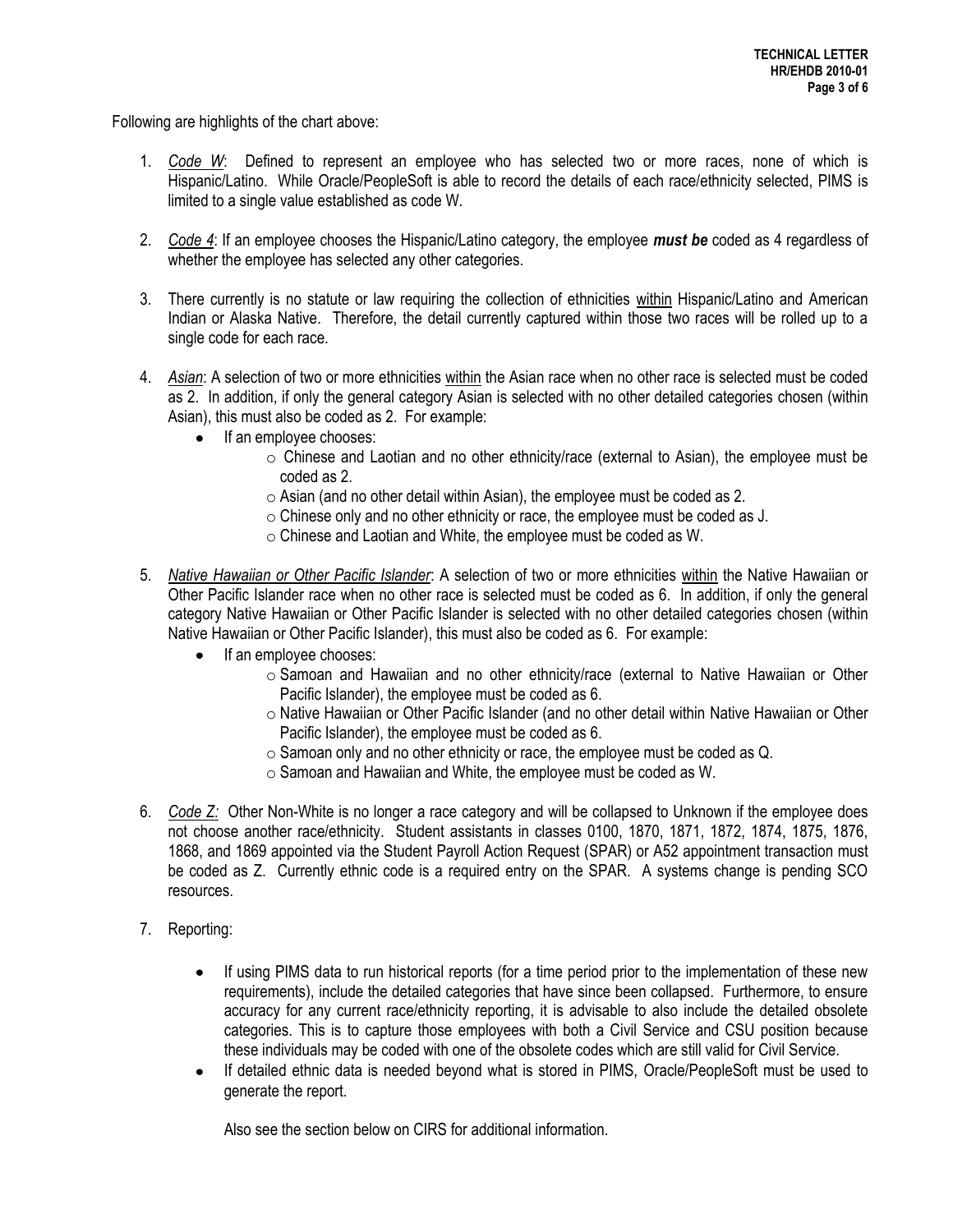Following are highlights of the chart above:

1. *Code W*: Defined to represent an employee who has selected two or more races, none of which is Hispanic/Latino. While Oracle/PeopleSoft is able to record the details of each race/ethnicity selected, PIMS is limited to a single value established as code W.

2. *Code 4*: If an employee chooses the Hispanic/Latino category, the employee ***must be*** coded as 4 regardless of whether the employee has selected any other categories.

3. There currently is no statute or law requiring the collection of ethnicities within Hispanic/Latino and American Indian or Alaska Native. Therefore, the detail currently captured within those two races will be rolled up to a single code for each race.

4. *Asian*: A selection of two or more ethnicities within the Asian race when no other race is selected must be coded as 2. In addition, if only the general category Asian is selected with no other detailed categories chosen (within Asian), this must also be coded as 2. For example:
   - If an employee chooses:
     - Chinese and Laotian and no other ethnicity/race (external to Asian), the employee must be coded as 2.
     - Asian (and no other detail within Asian), the employee must be coded as 2.
     - Chinese only and no other ethnicity or race, the employee must be coded as J.
     - Chinese and Laotian and White, the employee must be coded as W.

5. *Native Hawaiian or Other Pacific Islander*: A selection of two or more ethnicities within the Native Hawaiian or Other Pacific Islander race when no other race is selected must be coded as 6. In addition, if only the general category Native Hawaiian or Other Pacific Islander is selected with no other detailed categories chosen (within Native Hawaiian or Other Pacific Islander), this must also be coded as 6. For example:
   - If an employee chooses:
     - Samoan and Hawaiian and no other ethnicity/race (external to Native Hawaiian or Other Pacific Islander), the employee must be coded as 6.
     - Native Hawaiian or Other Pacific Islander (and no other detail within Native Hawaiian or Other Pacific Islander), the employee must be coded as 6.
     - Samoan only and no other ethnicity or race, the employee must be coded as Q.
     - Samoan and Hawaiian and White, the employee must be coded as W.

6. *Code Z:* Other Non-White is no longer a race category and will be collapsed to Unknown if the employee does not choose another race/ethnicity. Student assistants in classes 0100, 1870, 1871, 1872, 1874, 1875, 1876, 1868, and 1869 appointed via the Student Payroll Action Request (SPAR) or A52 appointment transaction must be coded as Z. Currently ethnic code is a required entry on the SPAR. A systems change is pending SCO resources.

7. Reporting:

   - If using PIMS data to run historical reports (for a time period prior to the implementation of these new requirements), include the detailed categories that have since been collapsed. Furthermore, to ensure accuracy for any current race/ethnicity reporting, it is advisable to also include the detailed obsolete categories. This is to capture those employees with both a Civil Service and CSU position because these individuals may be coded with one of the obsolete codes which are still valid for Civil Service.
   - If detailed ethnic data is needed beyond what is stored in PIMS, Oracle/PeopleSoft must be used to generate the report.

   Also see the section below on CIRS for additional information.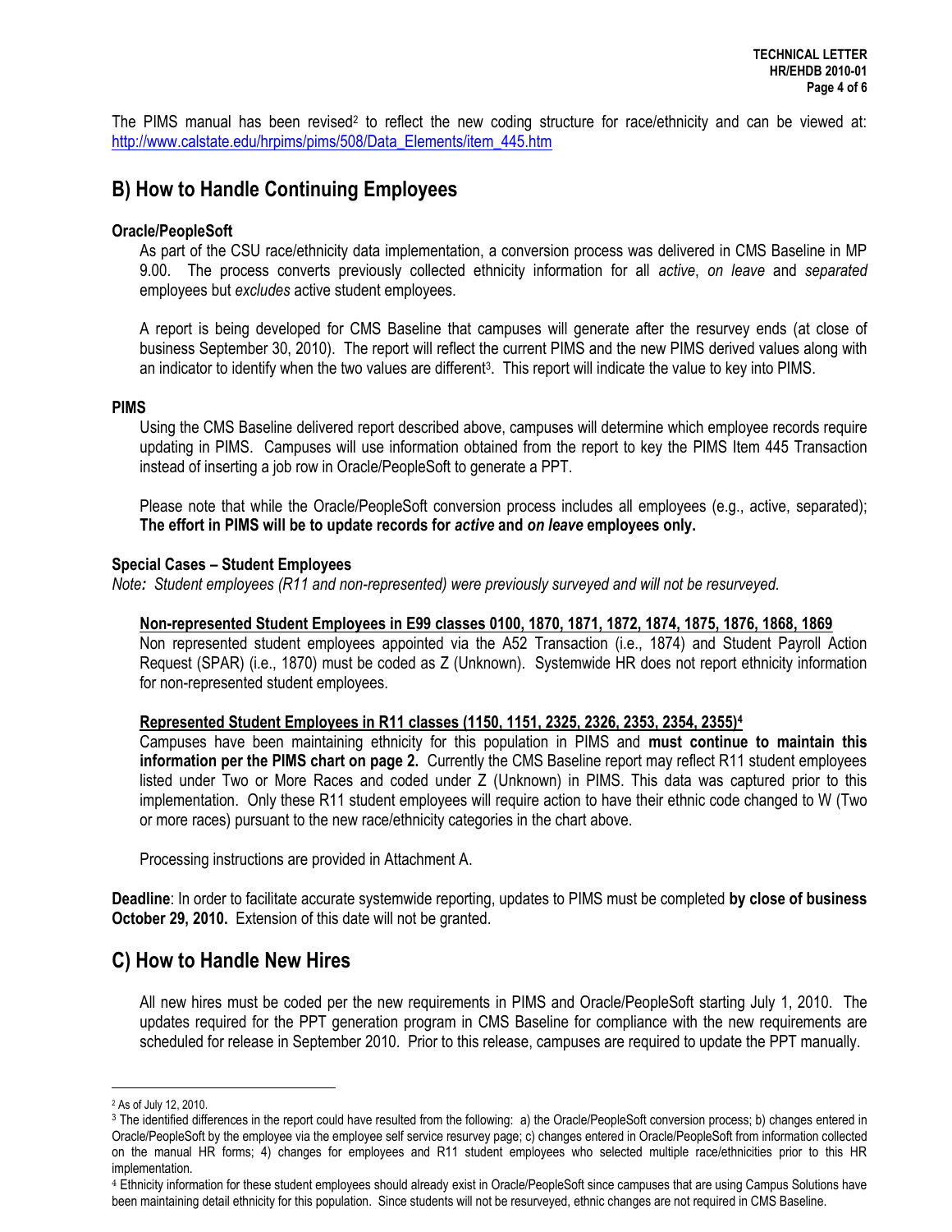The PIMS manual has been revised[2] to reflect the new coding structure for race/ethnicity and can be viewed at: http://www.calstate.edu/hrpims/pims/508/Data_Elements/item_445.htm

## B) How to Handle Continuing Employees

**Oracle/PeopleSoft**

As part of the CSU race/ethnicity data implementation, a conversion process was delivered in CMS Baseline in MP 9.00. The process converts previously collected ethnicity information for all *active*, *on leave* and *separated* employees but *excludes* active student employees.

A report is being developed for CMS Baseline that campuses will generate after the resurvey ends (at close of business September 30, 2010). The report will reflect the current PIMS and the new PIMS derived values along with an indicator to identify when the two values are different[3]. This report will indicate the value to key into PIMS.

**PIMS**

Using the CMS Baseline delivered report described above, campuses will determine which employee records require updating in PIMS. Campuses will use information obtained from the report to key the PIMS Item 445 Transaction instead of inserting a job row in Oracle/PeopleSoft to generate a PPT.

Please note that while the Oracle/PeopleSoft conversion process includes all employees (e.g., active, separated); **The effort in PIMS will be to update records for *active* and *on leave* employees only.**

**Special Cases – Student Employees**

*Note: Student employees (R11 and non-represented) were previously surveyed and will not be resurveyed.*

**Non-represented Student Employees in E99 classes 0100, 1870, 1871, 1872, 1874, 1875, 1876, 1868, 1869**

Non represented student employees appointed via the A52 Transaction (i.e., 1874) and Student Payroll Action Request (SPAR) (i.e., 1870) must be coded as Z (Unknown). Systemwide HR does not report ethnicity information for non-represented student employees.

**Represented Student Employees in R11 classes (1150, 1151, 2325, 2326, 2353, 2354, 2355)[4]**

Campuses have been maintaining ethnicity for this population in PIMS and **must continue to maintain this information per the PIMS chart on page 2.** Currently the CMS Baseline report may reflect R11 student employees listed under Two or More Races and coded under Z (Unknown) in PIMS. This data was captured prior to this implementation. Only these R11 student employees will require action to have their ethnic code changed to W (Two or more races) pursuant to the new race/ethnicity categories in the chart above.

Processing instructions are provided in Attachment A.

**Deadline**: In order to facilitate accurate systemwide reporting, updates to PIMS must be completed **by close of business October 29, 2010.** Extension of this date will not be granted.

## C) How to Handle New Hires

All new hires must be coded per the new requirements in PIMS and Oracle/PeopleSoft starting July 1, 2010. The updates required for the PPT generation program in CMS Baseline for compliance with the new requirements are scheduled for release in September 2010. Prior to this release, campuses are required to update the PPT manually.

---

[2] As of July 12, 2010.

[3] The identified differences in the report could have resulted from the following: a) the Oracle/PeopleSoft conversion process; b) changes entered in Oracle/PeopleSoft by the employee via the employee self service resurvey page; c) changes entered in Oracle/PeopleSoft from information collected on the manual HR forms; 4) changes for employees and R11 student employees who selected multiple race/ethnicities prior to this HR implementation.

[4] Ethnicity information for these student employees should already exist in Oracle/PeopleSoft since campuses that are using Campus Solutions have been maintaining detail ethnicity for this population. Since students will not be resurveyed, ethnic changes are not required in CMS Baseline.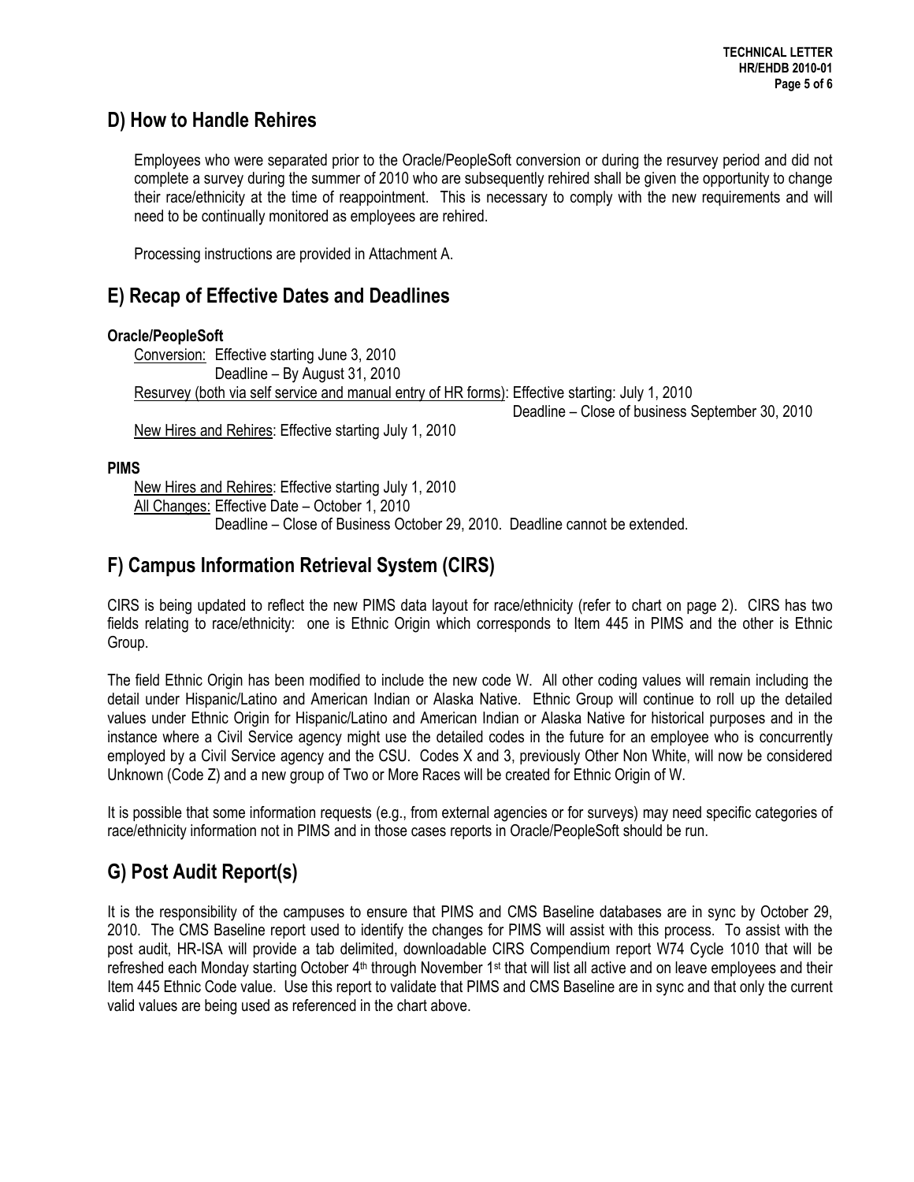## D) How to Handle Rehires

Employees who were separated prior to the Oracle/PeopleSoft conversion or during the resurvey period and did not complete a survey during the summer of 2010 who are subsequently rehired shall be given the opportunity to change their race/ethnicity at the time of reappointment. This is necessary to comply with the new requirements and will need to be continually monitored as employees are rehired.

Processing instructions are provided in Attachment A.

## E) Recap of Effective Dates and Deadlines

**Oracle/PeopleSoft**

Conversion: Effective starting June 3, 2010
Deadline – By August 31, 2010

Resurvey (both via self service and manual entry of HR forms): Effective starting: July 1, 2010
Deadline – Close of business September 30, 2010

New Hires and Rehires: Effective starting July 1, 2010

**PIMS**

New Hires and Rehires: Effective starting July 1, 2010

All Changes: Effective Date – October 1, 2010
Deadline – Close of Business October 29, 2010. Deadline cannot be extended.

## F) Campus Information Retrieval System (CIRS)

CIRS is being updated to reflect the new PIMS data layout for race/ethnicity (refer to chart on page 2). CIRS has two fields relating to race/ethnicity: one is Ethnic Origin which corresponds to Item 445 in PIMS and the other is Ethnic Group.

The field Ethnic Origin has been modified to include the new code W. All other coding values will remain including the detail under Hispanic/Latino and American Indian or Alaska Native. Ethnic Group will continue to roll up the detailed values under Ethnic Origin for Hispanic/Latino and American Indian or Alaska Native for historical purposes and in the instance where a Civil Service agency might use the detailed codes in the future for an employee who is concurrently employed by a Civil Service agency and the CSU. Codes X and 3, previously Other Non White, will now be considered Unknown (Code Z) and a new group of Two or More Races will be created for Ethnic Origin of W.

It is possible that some information requests (e.g., from external agencies or for surveys) may need specific categories of race/ethnicity information not in PIMS and in those cases reports in Oracle/PeopleSoft should be run.

## G) Post Audit Report(s)

It is the responsibility of the campuses to ensure that PIMS and CMS Baseline databases are in sync by October 29, 2010. The CMS Baseline report used to identify the changes for PIMS will assist with this process. To assist with the post audit, HR-ISA will provide a tab delimited, downloadable CIRS Compendium report W74 Cycle 1010 that will be refreshed each Monday starting October 4th through November 1st that will list all active and on leave employees and their Item 445 Ethnic Code value. Use this report to validate that PIMS and CMS Baseline are in sync and that only the current valid values are being used as referenced in the chart above.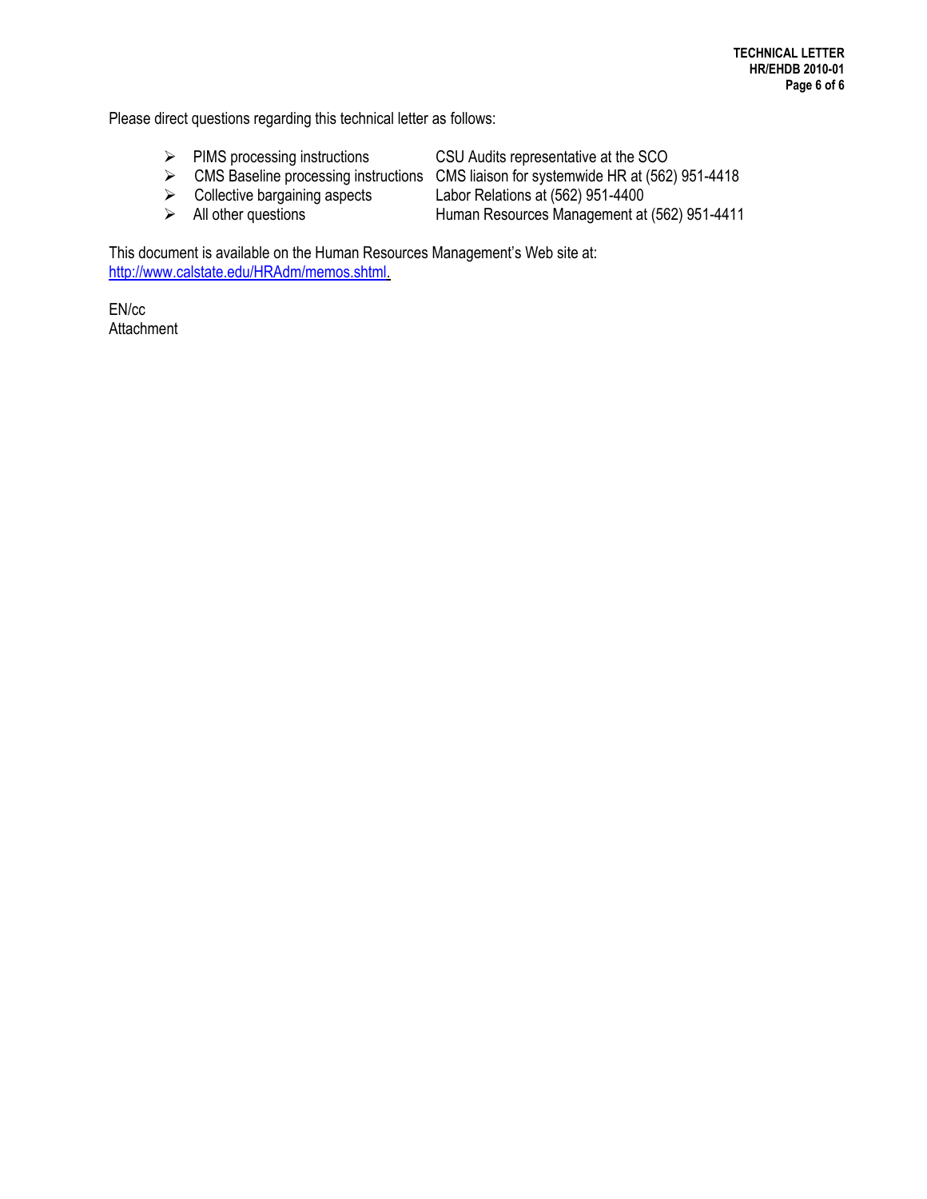Please direct questions regarding this technical letter as follows:

- PIMS processing instructions — CSU Audits representative at the SCO
- CMS Baseline processing instructions — CMS liaison for systemwide HR at (562) 951-4418
- Collective bargaining aspects — Labor Relations at (562) 951-4400
- All other questions — Human Resources Management at (562) 951-4411

This document is available on the Human Resources Management's Web site at:
http://www.calstate.edu/HRAdm/memos.shtml.

EN/cc
Attachment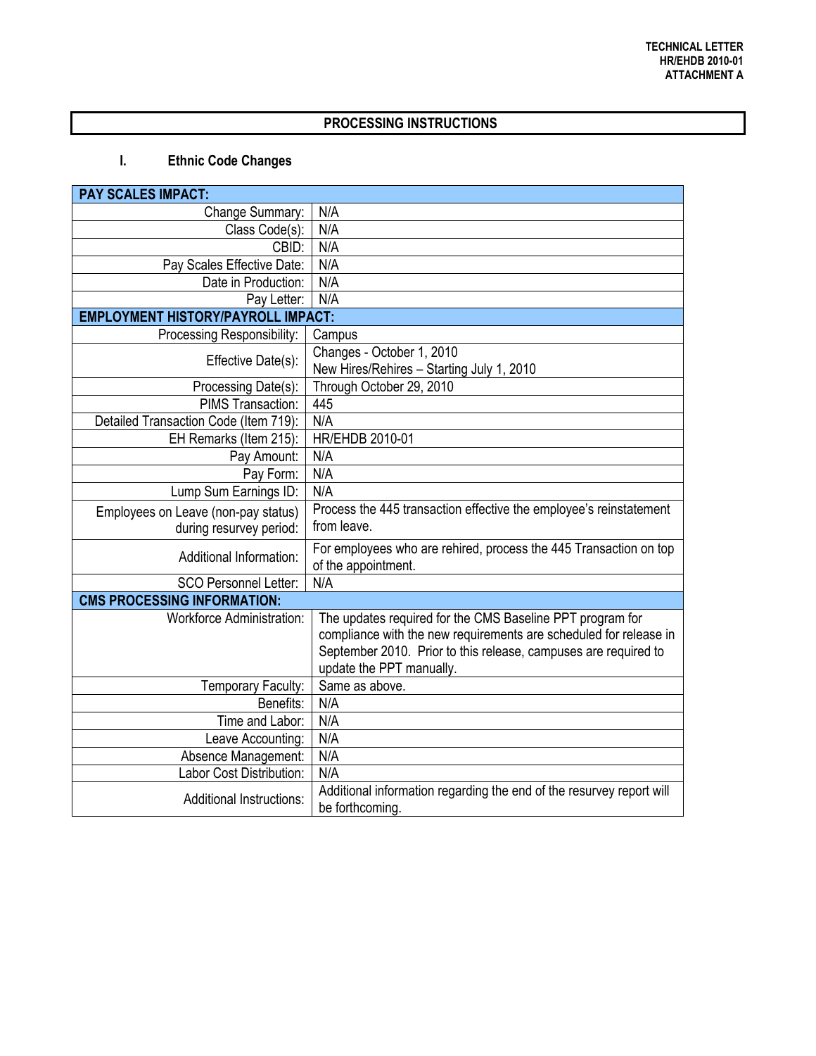**TECHNICAL LETTER**
**HR/EHDB 2010-01**
**ATTACHMENT A**

## PROCESSING INSTRUCTIONS

### I. Ethnic Code Changes

| | |
|---|---|
| **PAY SCALES IMPACT:** | |
| Change Summary: | N/A |
| Class Code(s): | N/A |
| CBID: | N/A |
| Pay Scales Effective Date: | N/A |
| Date in Production: | N/A |
| Pay Letter: | N/A |
| **EMPLOYMENT HISTORY/PAYROLL IMPACT:** | |
| Processing Responsibility: | Campus |
| Effective Date(s): | Changes - October 1, 2010<br>New Hires/Rehires – Starting July 1, 2010 |
| Processing Date(s): | Through October 29, 2010 |
| PIMS Transaction: | 445 |
| Detailed Transaction Code (Item 719): | N/A |
| EH Remarks (Item 215): | HR/EHDB 2010-01 |
| Pay Amount: | N/A |
| Pay Form: | N/A |
| Lump Sum Earnings ID: | N/A |
| Employees on Leave (non-pay status) during resurvey period: | Process the 445 transaction effective the employee's reinstatement from leave. |
| Additional Information: | For employees who are rehired, process the 445 Transaction on top of the appointment. |
| SCO Personnel Letter: | N/A |
| **CMS PROCESSING INFORMATION:** | |
| Workforce Administration: | The updates required for the CMS Baseline PPT program for compliance with the new requirements are scheduled for release in September 2010. Prior to this release, campuses are required to update the PPT manually. |
| Temporary Faculty: | Same as above. |
| Benefits: | N/A |
| Time and Labor: | N/A |
| Leave Accounting: | N/A |
| Absence Management: | N/A |
| Labor Cost Distribution: | N/A |
| Additional Instructions: | Additional information regarding the end of the resurvey report will be forthcoming. |